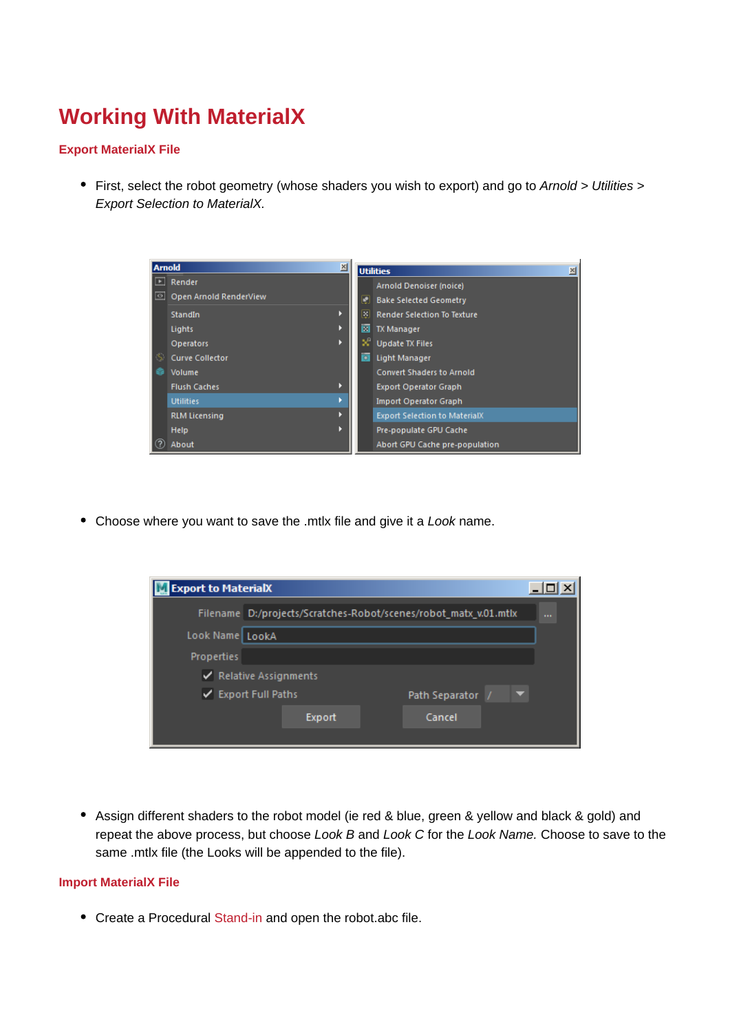# Working With MaterialX

## Export MaterialX File

- First, select the robot geometry (whose shaders you wish to export) and go to *Arnold* > *Utilities* > *Export Selection to MaterialX.*

- Choose where you want to save the .mtlx file and give it a *Look* name.

- Assign different shaders to the robot model (ie red & blue, green & yellow and black & gold) and repeat the above process, but choose *Look B* and *Look C* for the *Look Name.* Choose to save to the same .mtlx file (the Looks will be appended to the file).

## Import MaterialX File

- Create a Procedural Stand-in and open the robot.abc file.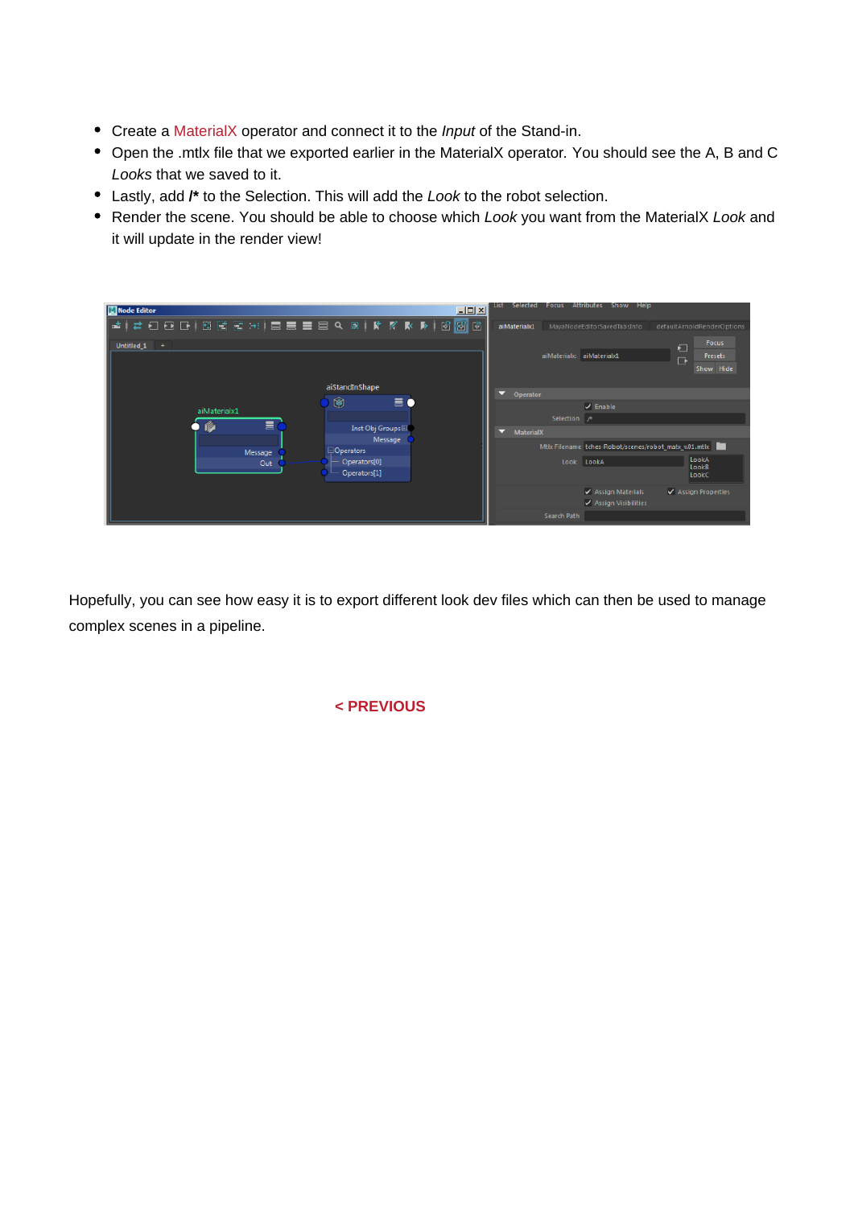- Create a MaterialX operator and connect it to the *Input* of the Stand-in.
- Open the .mtlx file that we exported earlier in the MaterialX operator. You should see the A, B and C *Looks* that we saved to it.
- Lastly, add ***/**** to the Selection. This will add the *Look* to the robot selection.
- Render the scene. You should be able to choose which *Look* you want from the MaterialX *Look* and it will update in the render view!

Hopefully, you can see how easy it is to export different look dev files which can then be used to manage complex scenes in a pipeline.

**< PREVIOUS**